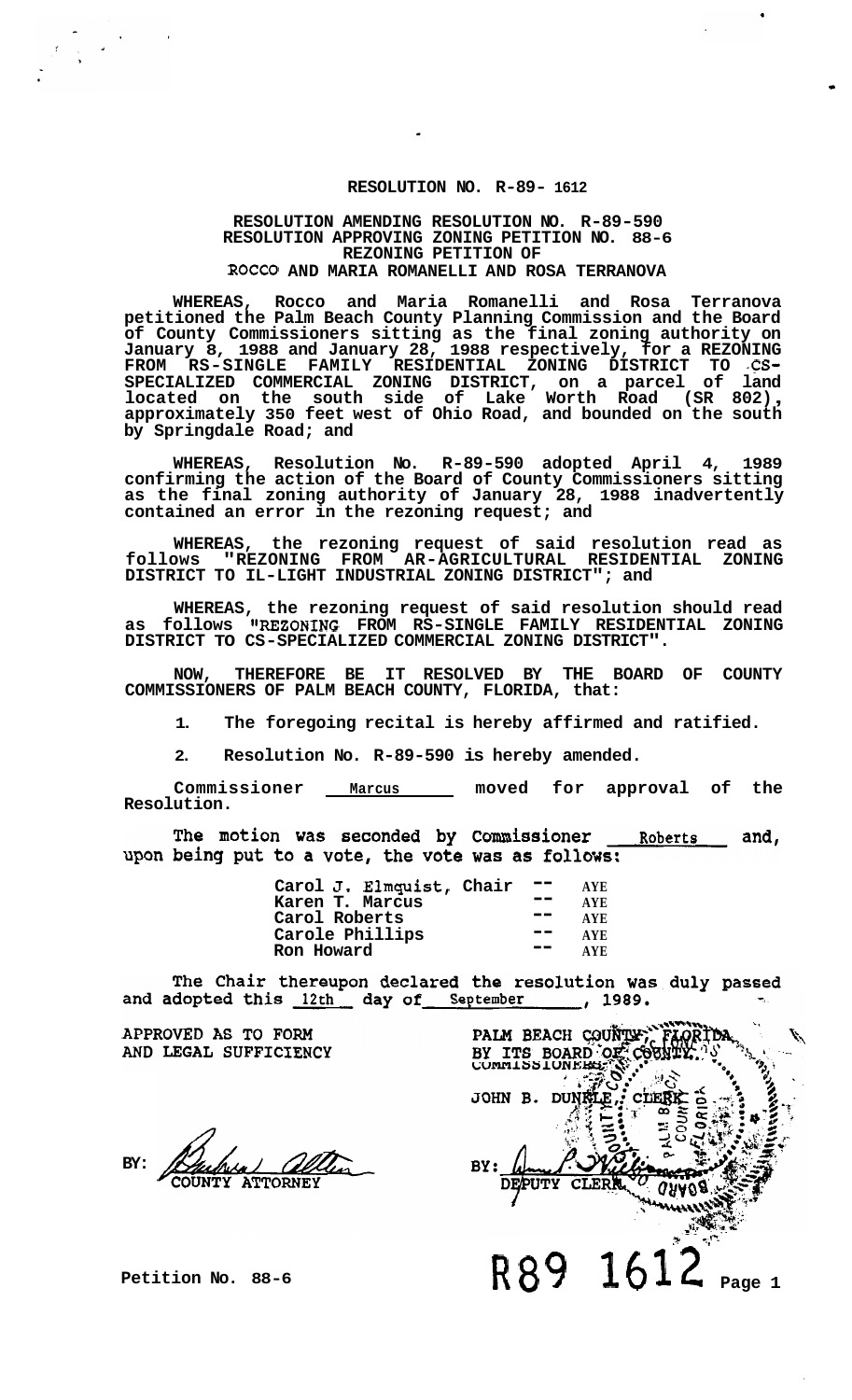# RESOLUTION NO. R-89- 1612

**RESOLUTION AMENDING RESOLUTION NO. R-89-590**
**RESOLUTION APPROVING ZONING PETITION NO. 88-6**
**REZONING PETITION OF**
**ROCCO AND MARIA ROMANELLI AND ROSA TERRANOVA**

WHEREAS, Rocco and Maria Romanelli and Rosa Terranova petitioned the Palm Beach County Planning Commission and the Board of County Commissioners sitting as the final zoning authority on January 8, 1988 and January 28, 1988 respectively, for a REZONING FROM RS-SINGLE FAMILY RESIDENTIAL ZONING DISTRICT TO CS-SPECIALIZED COMMERCIAL ZONING DISTRICT, on a parcel of land located on the south side of Lake Worth Road (SR 802), approximately 350 feet west of Ohio Road, and bounded on the south by Springdale Road; and

WHEREAS, Resolution No. R-89-590 adopted April 4, 1989 confirming the action of the Board of County Commissioners sitting as the final zoning authority of January 28, 1988 inadvertently contained an error in the rezoning request; and

WHEREAS, the rezoning request of said resolution read as follows "REZONING FROM AR-AGRICULTURAL RESIDENTIAL ZONING DISTRICT TO IL-LIGHT INDUSTRIAL ZONING DISTRICT"; and

WHEREAS, the rezoning request of said resolution should read as follows "REZONING FROM RS-SINGLE FAMILY RESIDENTIAL ZONING DISTRICT TO CS-SPECIALIZED COMMERCIAL ZONING DISTRICT".

NOW, THEREFORE BE IT RESOLVED BY THE BOARD OF COUNTY COMMISSIONERS OF PALM BEACH COUNTY, FLORIDA, that:

1. The foregoing recital is hereby affirmed and ratified.

2. Resolution No. R-89-590 is hereby amended.

Commissioner Marcus moved for approval of the Resolution.

The motion was seconded by Commissioner Roberts and, upon being put to a vote, the vote was as follows:

| | | |
|---|---|---|
| Carol J. Elmquist, Chair | -- | AYE |
| Karen T. Marcus | -- | AYE |
| Carol Roberts | -- | AYE |
| Carole Phillips | -- | AYE |
| Ron Howard | -- | AYE |

The Chair thereupon declared the resolution was duly passed and adopted this 12th day of September, 1989.

APPROVED AS TO FORM AND LEGAL SUFFICIENCY

BY: [signature] COUNTY ATTORNEY

PALM BEACH COUNTY, FLORIDA, BY ITS BOARD OF COUNTY COMMISSIONERS

JOHN B. DUNKLE, CLERK

BY: [signature] DEPUTY CLERK

Petition No. 88-6

R89 1612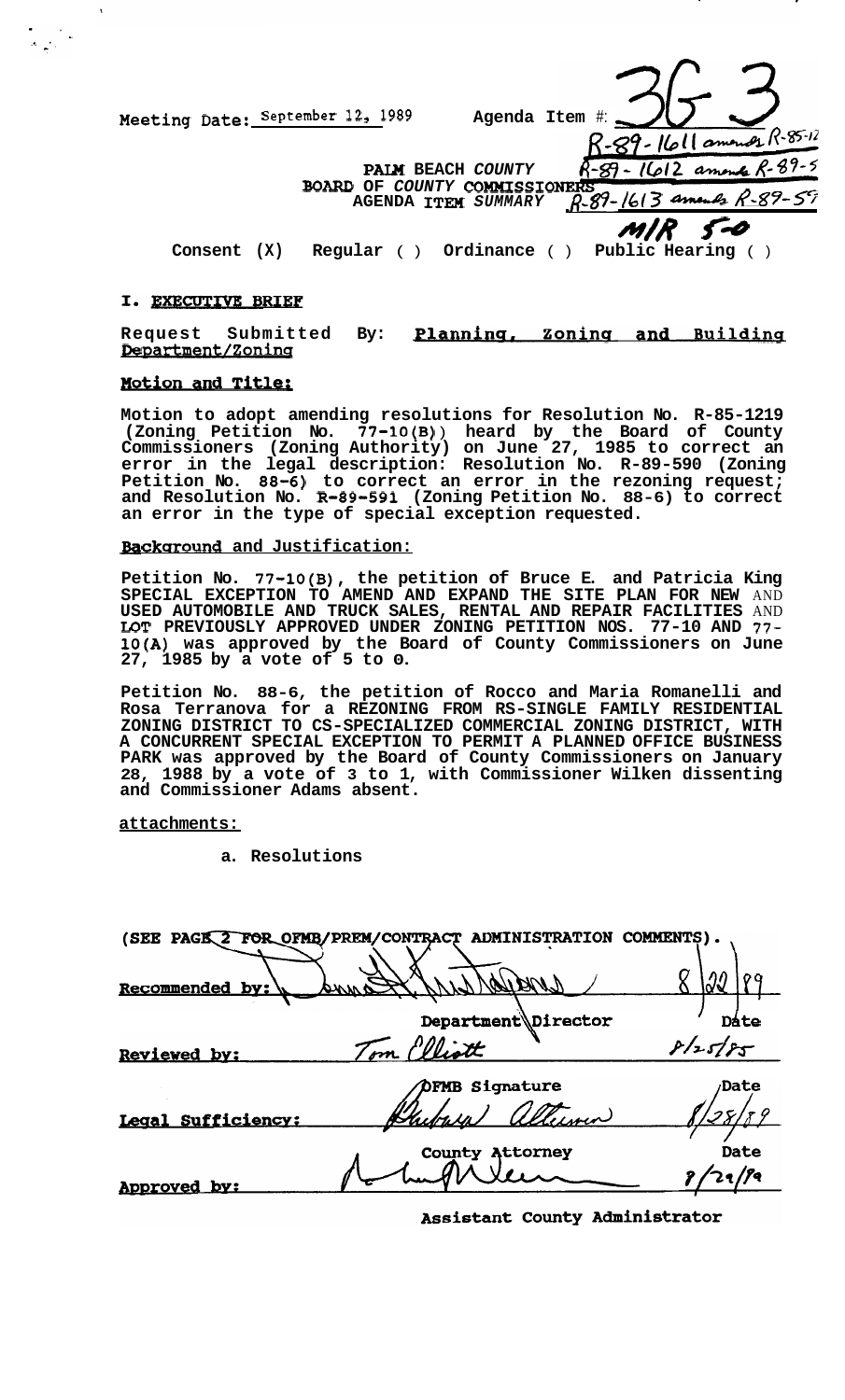Meeting Date: September 12, 1989

Agenda Item #: 3G-3

R-89-1611 amends R-85-12
R-89-1612 amends R-89-5
R-89-1613 amends R-89-59

PALM BEACH COUNTY
BOARD OF COUNTY COMMISSIONERS
AGENDA ITEM SUMMARY

M/R 5-0

Consent (X) Regular ( ) Ordinance ( ) Public Hearing ( )

## I. EXECUTIVE BRIEF

**Request Submitted By: Planning, Zoning and Building Department/Zoning**

**Motion and Title:**

**Motion to adopt amending resolutions for Resolution No. R-85-1219 (Zoning Petition No. 77-10(B)) heard by the Board of County Commissioners (Zoning Authority) on June 27, 1985 to correct an error in the legal description: Resolution No. R-89-590 (Zoning Petition No. 88-6) to correct an error in the rezoning request; and Resolution No. R-89-591 (Zoning Petition No. 88-6) to correct an error in the type of special exception requested.**

**Background and Justification:**

**Petition No. 77-10(B), the petition of Bruce E. and Patricia King SPECIAL EXCEPTION TO AMEND AND EXPAND THE SITE PLAN FOR NEW AND USED AUTOMOBILE AND TRUCK SALES, RENTAL AND REPAIR FACILITIES AND LOT PREVIOUSLY APPROVED UNDER ZONING PETITION NOS. 77-10 AND 77-10(A) was approved by the Board of County Commissioners on June 27, 1985 by a vote of 5 to 0.**

**Petition No. 88-6, the petition of Rocco and Maria Romanelli and Rosa Terranova for a REZONING FROM RS-SINGLE FAMILY RESIDENTIAL ZONING DISTRICT TO CS-SPECIALIZED COMMERCIAL ZONING DISTRICT, WITH A CONCURRENT SPECIAL EXCEPTION TO PERMIT A PLANNED OFFICE BUSINESS PARK was approved by the Board of County Commissioners on January 28, 1988 by a vote of 3 to 1, with Commissioner Wilken dissenting and Commissioner Adams absent.**

**attachments:**

a. Resolutions

(SEE PAGE 2 FOR OFMB/PREM/CONTRACT ADMINISTRATION COMMENTS).

| | | |
|---|---|---|
| Recommended by: | [signature] Department Director | 8/22/89 Date |
| Reviewed by: | Tom Elliott OFMB Signature | 8/25/85 Date |
| Legal Sufficiency: | [signature] County Attorney | 8/28/89 Date |
| Approved by: | [signature] Assistant County Administrator | 8/29/89 |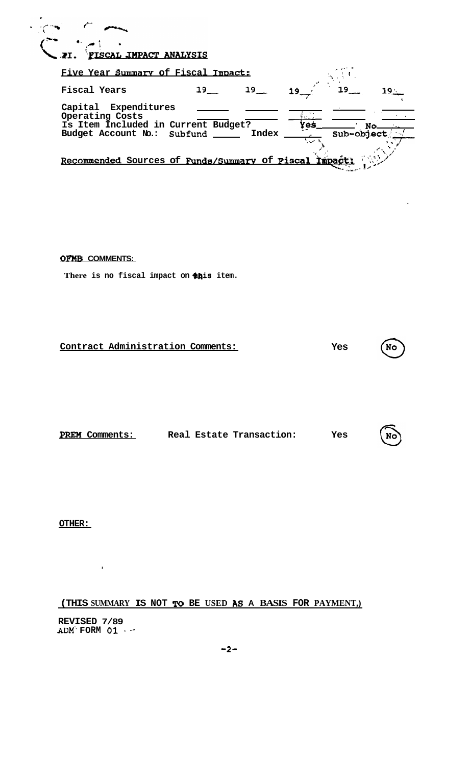## II. FISCAL IMPACT ANALYSIS

**Five Year Summary of Fiscal Impact:**

| Fiscal Years | 19__ | 19__ | 19__ | 19__ | 19__ |
|---|---|---|---|---|---|
| Capital Expenditures | | | | | |
| Operating Costs | | | | | |

Is Item Included in Current Budget? Yes____ No____

Budget Account No.: Subfund _____ Index _____ Sub-object _____

**Recommended Sources of Funds/Summary of Fiscal Impact:**

**OFMB COMMENTS:**

There is no fiscal impact on this item.

**Contract Administration Comments:** Yes (No)

**PREM Comments:** Real Estate Transaction: Yes (No)

**OTHER:**

**(THIS SUMMARY IS NOT TO BE USED AS A BASIS FOR PAYMENT.)**

REVISED 7/89
ADM FORM 01